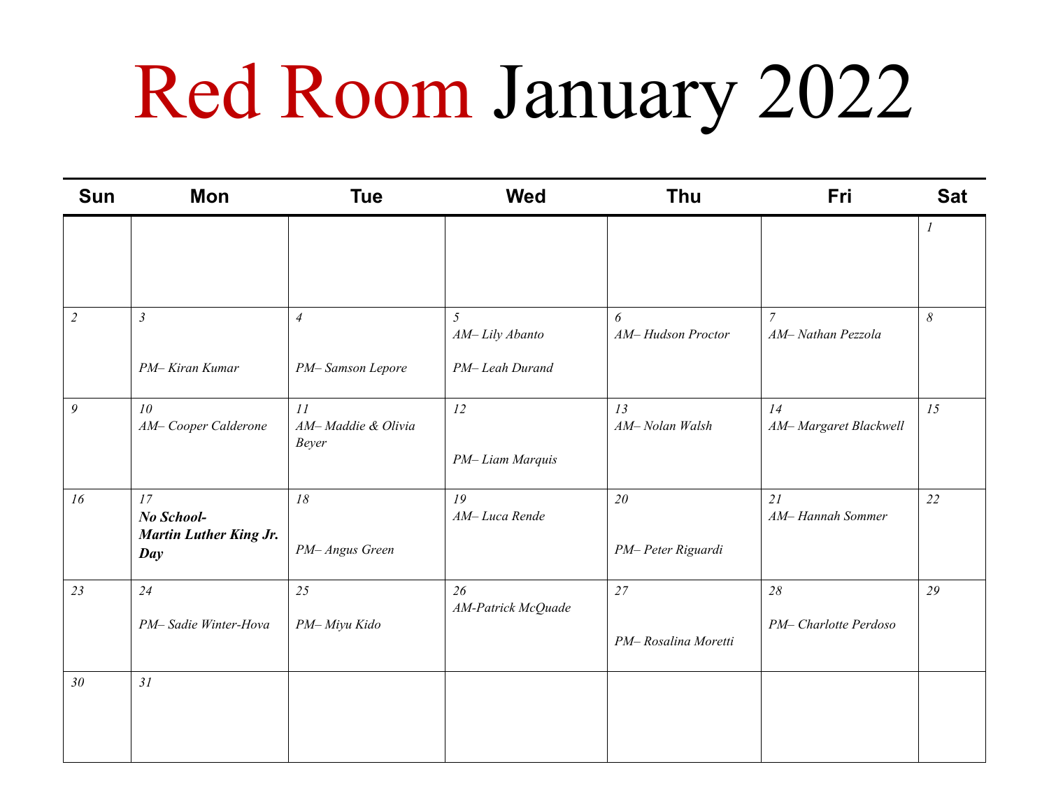# Red Room January 2022

| Sun | Mon | Tue | Wed | Thu | Fri | Sat |
|---|---|---|---|---|---|---|
| | | | | | | *1* |
| *2* | *3*<br>*PM– Kiran Kumar* | *4*<br>*PM– Samson Lepore* | *5*<br>*AM– Lily Abanto*<br>*PM– Leah Durand* | *6*<br>*AM– Hudson Proctor* | *7*<br>*AM– Nathan Pezzola* | *8* |
| *9* | *10*<br>*AM– Cooper Calderone* | *11*<br>*AM– Maddie & Olivia Beyer* | *12*<br>*PM– Liam Marquis* | *13*<br>*AM– Nolan Walsh* | *14*<br>*AM– Margaret Blackwell* | *15* |
| *16* | *17*<br>***No School- Martin Luther King Jr. Day*** | *18*<br>*PM– Angus Green* | *19*<br>*AM– Luca Rende* | *20*<br>*PM– Peter Riguardi* | *21*<br>*AM– Hannah Sommer* | *22* |
| *23* | *24*<br>*PM– Sadie Winter-Hova* | *25*<br>*PM– Miyu Kido* | *26*<br>*AM-Patrick McQuade* | *27*<br>*PM– Rosalina Moretti* | *28*<br>*PM– Charlotte Perdoso* | *29* |
| *30* | *31* | | | | | |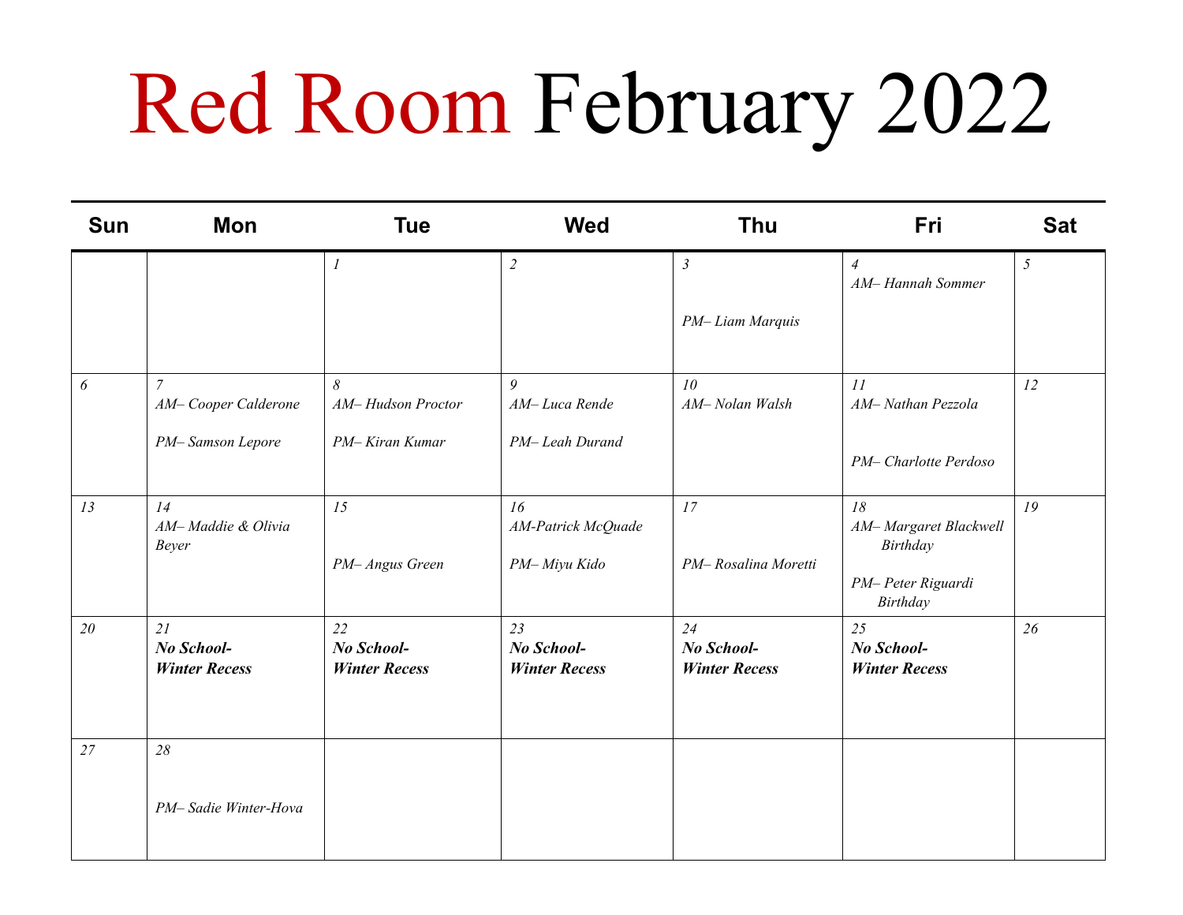# Red Room February 2022

| Sun | Mon | Tue | Wed | Thu | Fri | Sat |
|---|---|---|---|---|---|---|
| | | *1* | *2* | *3*<br>*PM– Liam Marquis* | *4*<br>*AM– Hannah Sommer* | *5* |
| *6* | *7*<br>*AM– Cooper Calderone*<br>*PM– Samson Lepore* | *8*<br>*AM– Hudson Proctor*<br>*PM– Kiran Kumar* | *9*<br>*AM– Luca Rende*<br>*PM– Leah Durand* | *10*<br>*AM– Nolan Walsh* | *11*<br>*AM– Nathan Pezzola*<br>*PM– Charlotte Perdoso* | *12* |
| *13* | *14*<br>*AM– Maddie & Olivia Beyer* | *15*<br>*PM– Angus Green* | *16*<br>*AM-Patrick McQuade*<br>*PM– Miyu Kido* | *17*<br>*PM– Rosalina Moretti* | *18*<br>*AM– Margaret Blackwell Birthday*<br>*PM– Peter Riguardi Birthday* | *19* |
| *20* | *21*<br>***No School- Winter Recess*** | *22*<br>***No School- Winter Recess*** | *23*<br>***No School- Winter Recess*** | *24*<br>***No School- Winter Recess*** | *25*<br>***No School- Winter Recess*** | *26* |
| *27* | *28*<br>*PM– Sadie Winter-Hova* | | | | | |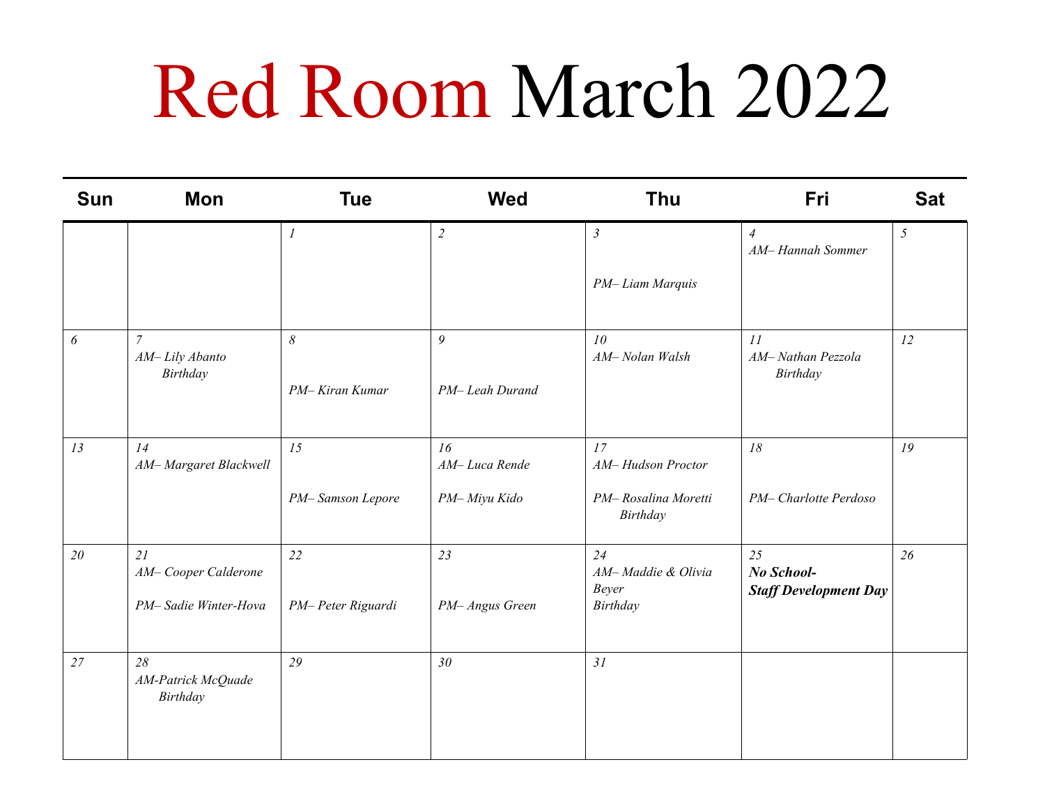# Red Room March 2022

| Sun | Mon | Tue | Wed | Thu | Fri | Sat |
|---|---|---|---|---|---|---|
| | | *1* | *2* | *3*<br>*PM– Liam Marquis* | *4*<br>*AM– Hannah Sommer* | *5* |
| *6* | *7*<br>*AM– Lily Abanto Birthday* | *8*<br>*PM– Kiran Kumar* | *9*<br>*PM– Leah Durand* | *10*<br>*AM– Nolan Walsh* | *11*<br>*AM– Nathan Pezzola Birthday* | *12* |
| *13* | *14*<br>*AM– Margaret Blackwell* | *15*<br>*PM– Samson Lepore* | *16*<br>*AM– Luca Rende*<br>*PM– Miyu Kido* | *17*<br>*AM– Hudson Proctor*<br>*PM– Rosalina Moretti Birthday* | *18*<br>*PM– Charlotte Perdoso* | *19* |
| *20* | *21*<br>*AM– Cooper Calderone*<br>*PM– Sadie Winter-Hova* | *22*<br>*PM– Peter Riguardi* | *23*<br>*PM– Angus Green* | *24*<br>*AM– Maddie & Olivia Beyer Birthday* | *25*<br>***No School- Staff Development Day*** | *26* |
| *27* | *28*<br>*AM-Patrick McQuade Birthday* | *29* | *30* | *31* | | |